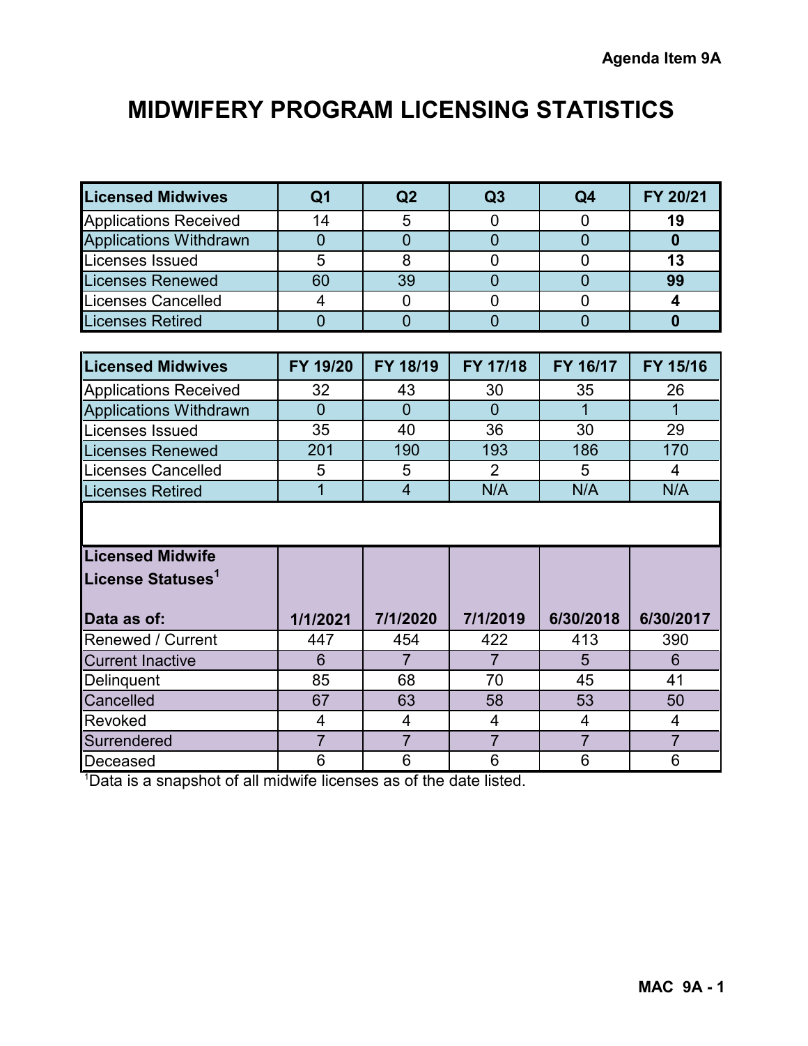Agenda Item 9A

# MIDWIFERY PROGRAM LICENSING STATISTICS

| Licensed Midwives | Q1 | Q2 | Q3 | Q4 | FY 20/21 |
|---|---|---|---|---|---|
| Applications Received | 14 | 5 | 0 | 0 | **19** |
| Applications Withdrawn | 0 | 0 | 0 | 0 | **0** |
| Licenses Issued | 5 | 8 | 0 | 0 | **13** |
| Licenses Renewed | 60 | 39 | 0 | 0 | **99** |
| Licenses Cancelled | 4 | 0 | 0 | 0 | **4** |
| Licenses Retired | 0 | 0 | 0 | 0 | **0** |

| Licensed Midwives | FY 19/20 | FY 18/19 | FY 17/18 | FY 16/17 | FY 15/16 |
|---|---|---|---|---|---|
| Applications Received | 32 | 43 | 30 | 35 | 26 |
| Applications Withdrawn | 0 | 0 | 0 | 1 | 1 |
| Licenses Issued | 35 | 40 | 36 | 30 | 29 |
| Licenses Renewed | 201 | 190 | 193 | 186 | 170 |
| Licenses Cancelled | 5 | 5 | 2 | 5 | 4 |
| Licenses Retired | 1 | 4 | N/A | N/A | N/A |

| Licensed Midwife License Statuses[1] Data as of: | 1/1/2021 | 7/1/2020 | 7/1/2019 | 6/30/2018 | 6/30/2017 |
|---|---|---|---|---|---|
| Renewed / Current | 447 | 454 | 422 | 413 | 390 |
| Current Inactive | 6 | 7 | 7 | 5 | 6 |
| Delinquent | 85 | 68 | 70 | 45 | 41 |
| Cancelled | 67 | 63 | 58 | 53 | 50 |
| Revoked | 4 | 4 | 4 | 4 | 4 |
| Surrendered | 7 | 7 | 7 | 7 | 7 |
| Deceased | 6 | 6 | 6 | 6 | 6 |

[1]Data is a snapshot of all midwife licenses as of the date listed.

MAC 9A - 1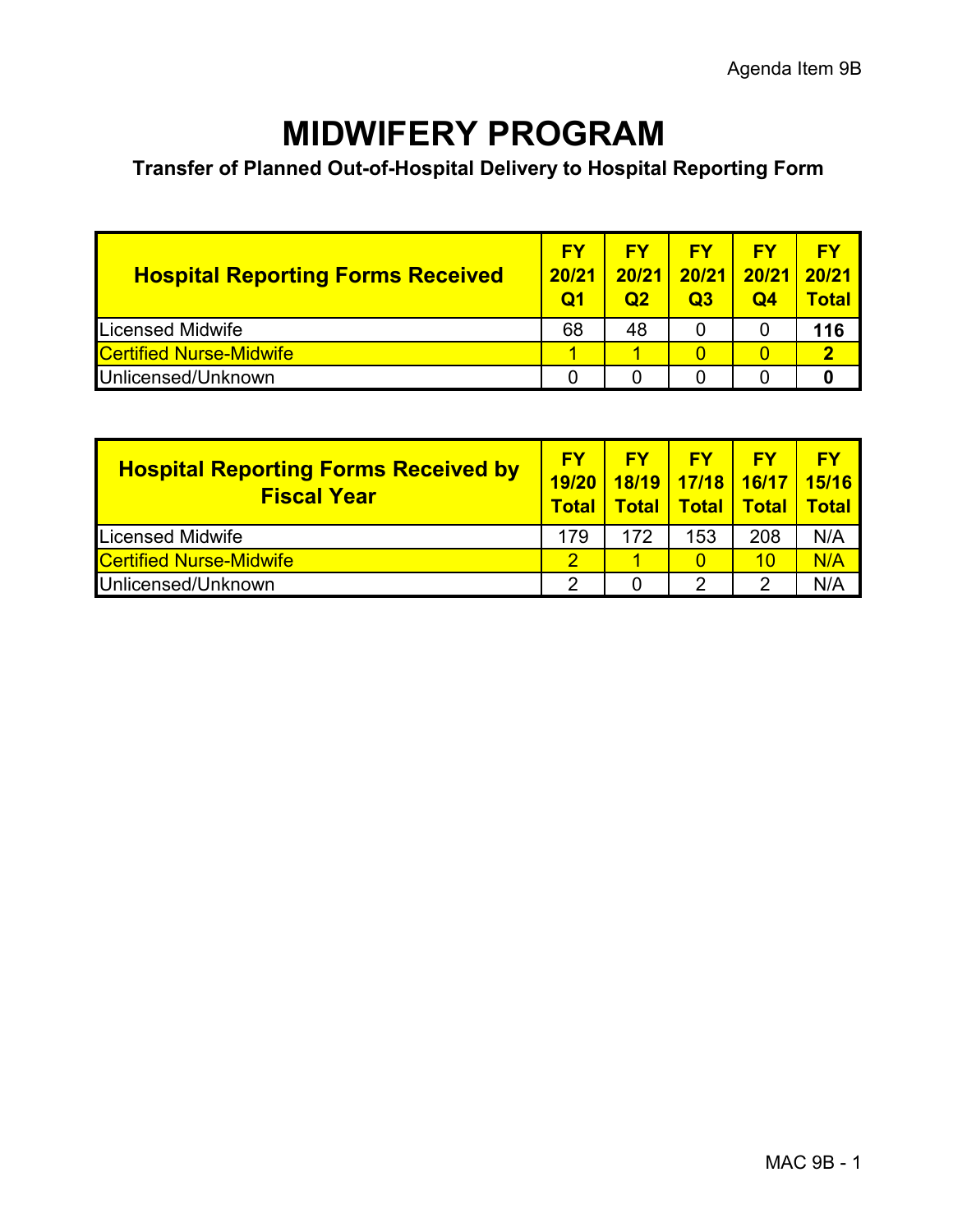Agenda Item 9B

# MIDWIFERY PROGRAM

### Transfer of Planned Out-of-Hospital Delivery to Hospital Reporting Form

| Hospital Reporting Forms Received | FY 20/21 Q1 | FY 20/21 Q2 | FY 20/21 Q3 | FY 20/21 Q4 | FY 20/21 Total |
|---|---|---|---|---|---|
| Licensed Midwife | 68 | 48 | 0 | 0 | **116** |
| Certified Nurse-Midwife | 1 | 1 | 0 | 0 | **2** |
| Unlicensed/Unknown | 0 | 0 | 0 | 0 | **0** |

| Hospital Reporting Forms Received by Fiscal Year | FY 19/20 Total | FY 18/19 Total | FY 17/18 Total | FY 16/17 Total | FY 15/16 Total |
|---|---|---|---|---|---|
| Licensed Midwife | 179 | 172 | 153 | 208 | N/A |
| Certified Nurse-Midwife | 2 | 1 | 0 | 10 | N/A |
| Unlicensed/Unknown | 2 | 0 | 2 | 2 | N/A |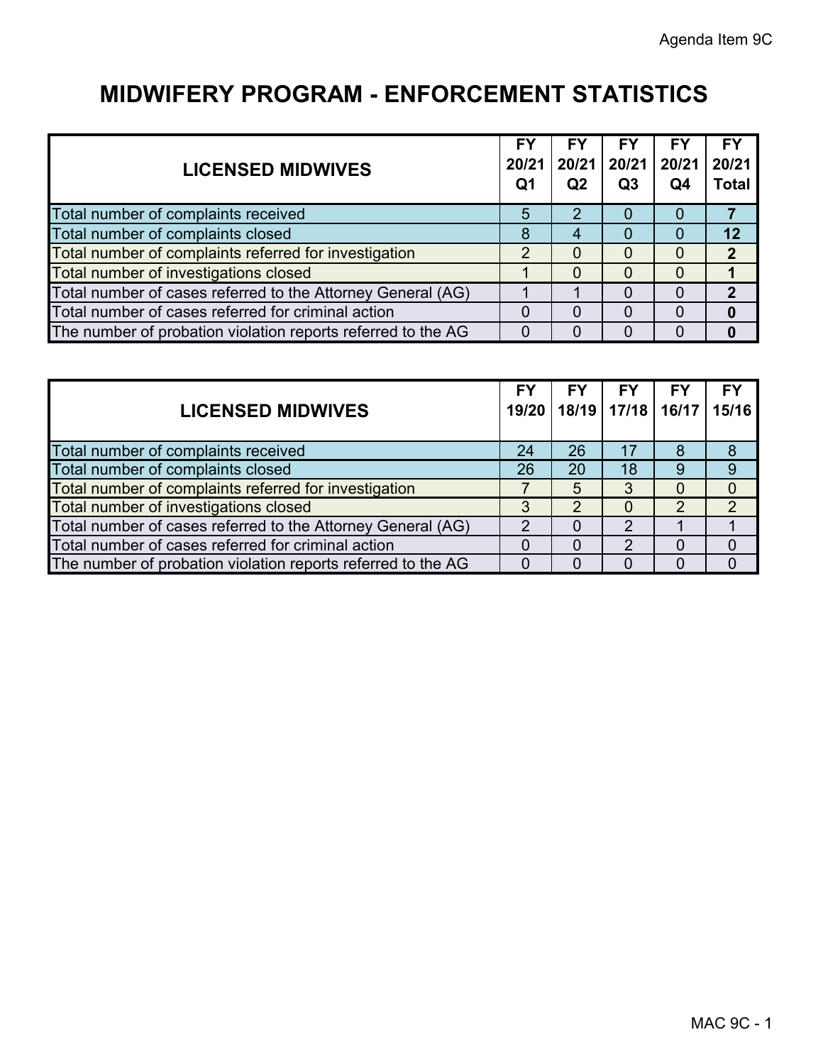Agenda Item 9C

# MIDWIFERY PROGRAM - ENFORCEMENT STATISTICS

| LICENSED MIDWIVES | FY 20/21 Q1 | FY 20/21 Q2 | FY 20/21 Q3 | FY 20/21 Q4 | FY 20/21 Total |
|---|---|---|---|---|---|
| Total number of complaints received | 5 | 2 | 0 | 0 | **7** |
| Total number of complaints closed | 8 | 4 | 0 | 0 | **12** |
| Total number of complaints referred for investigation | 2 | 0 | 0 | 0 | **2** |
| Total number of investigations closed | 1 | 0 | 0 | 0 | **1** |
| Total number of cases referred to the Attorney General (AG) | 1 | 1 | 0 | 0 | **2** |
| Total number of cases referred for criminal action | 0 | 0 | 0 | 0 | **0** |
| The number of probation violation reports referred to the AG | 0 | 0 | 0 | 0 | **0** |

| LICENSED MIDWIVES | FY 19/20 | FY 18/19 | FY 17/18 | FY 16/17 | FY 15/16 |
|---|---|---|---|---|---|
| Total number of complaints received | 24 | 26 | 17 | 8 | 8 |
| Total number of complaints closed | 26 | 20 | 18 | 9 | 9 |
| Total number of complaints referred for investigation | 7 | 5 | 3 | 0 | 0 |
| Total number of investigations closed | 3 | 2 | 0 | 2 | 2 |
| Total number of cases referred to the Attorney General (AG) | 2 | 0 | 2 | 1 | 1 |
| Total number of cases referred for criminal action | 0 | 0 | 2 | 0 | 0 |
| The number of probation violation reports referred to the AG | 0 | 0 | 0 | 0 | 0 |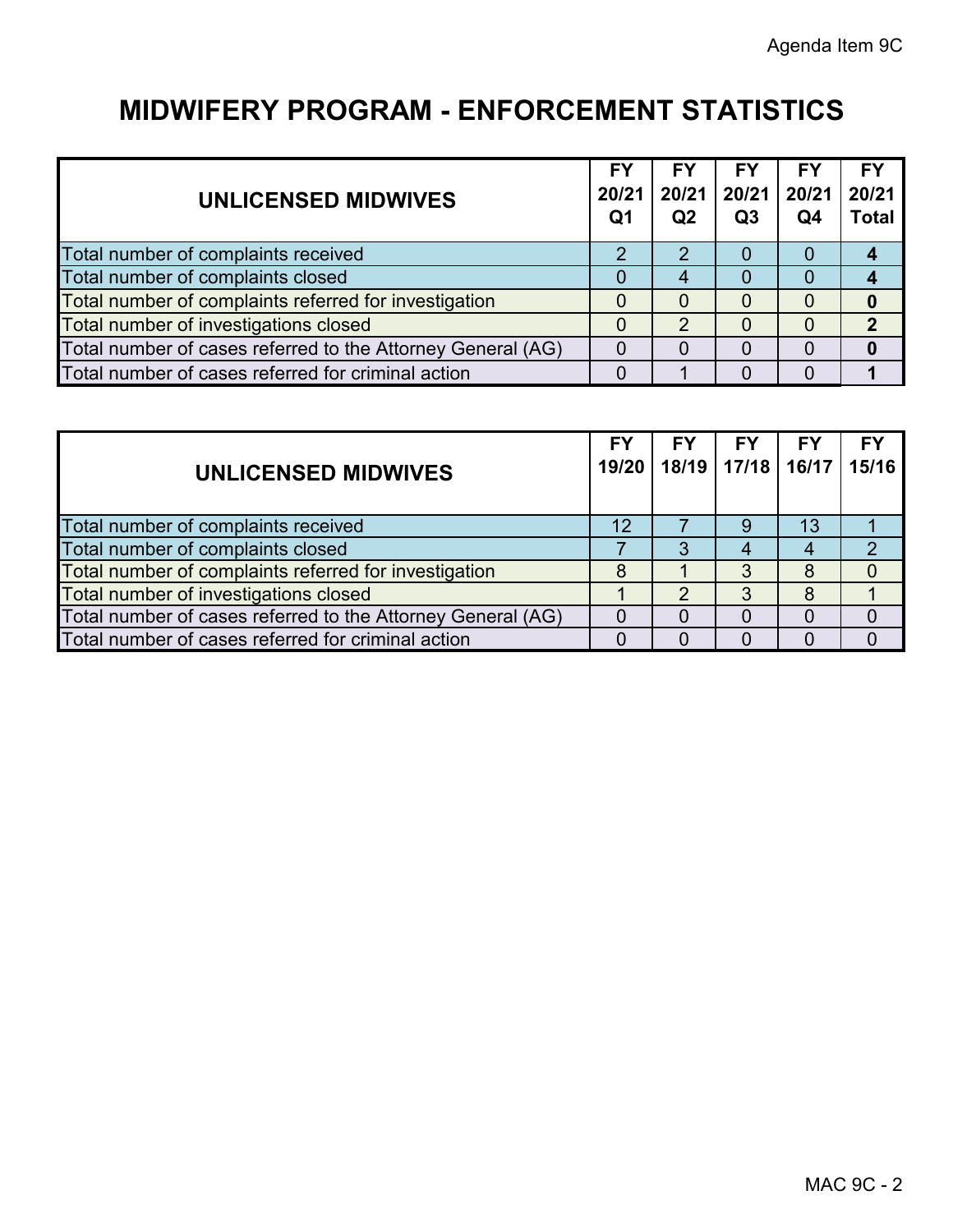Agenda Item 9C

# MIDWIFERY PROGRAM - ENFORCEMENT STATISTICS

| UNLICENSED MIDWIVES | FY 20/21 Q1 | FY 20/21 Q2 | FY 20/21 Q3 | FY 20/21 Q4 | FY 20/21 Total |
|---|---|---|---|---|---|
| Total number of complaints received | 2 | 2 | 0 | 0 | **4** |
| Total number of complaints closed | 0 | 4 | 0 | 0 | **4** |
| Total number of complaints referred for investigation | 0 | 0 | 0 | 0 | **0** |
| Total number of investigations closed | 0 | 2 | 0 | 0 | **2** |
| Total number of cases referred to the Attorney General (AG) | 0 | 0 | 0 | 0 | **0** |
| Total number of cases referred for criminal action | 0 | 1 | 0 | 0 | **1** |

| UNLICENSED MIDWIVES | FY 19/20 | FY 18/19 | FY 17/18 | FY 16/17 | FY 15/16 |
|---|---|---|---|---|---|
| Total number of complaints received | 12 | 7 | 9 | 13 | 1 |
| Total number of complaints closed | 7 | 3 | 4 | 4 | 2 |
| Total number of complaints referred for investigation | 8 | 1 | 3 | 8 | 0 |
| Total number of investigations closed | 1 | 2 | 3 | 8 | 1 |
| Total number of cases referred to the Attorney General (AG) | 0 | 0 | 0 | 0 | 0 |
| Total number of cases referred for criminal action | 0 | 0 | 0 | 0 | 0 |

MAC 9C - 2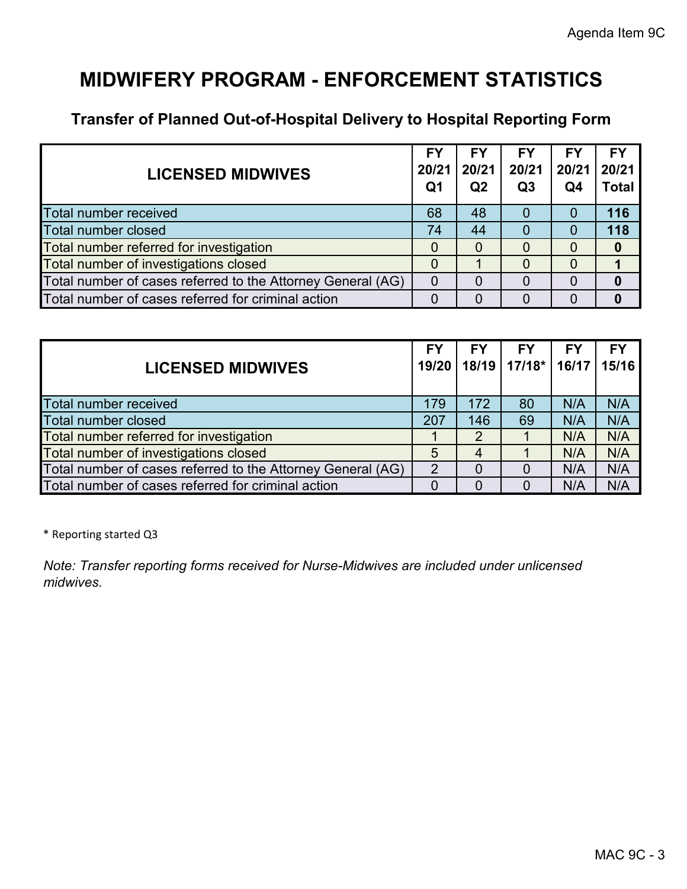# MIDWIFERY PROGRAM - ENFORCEMENT STATISTICS

## Transfer of Planned Out-of-Hospital Delivery to Hospital Reporting Form

| LICENSED MIDWIVES | FY 20/21 Q1 | FY 20/21 Q2 | FY 20/21 Q3 | FY 20/21 Q4 | FY 20/21 Total |
|---|---|---|---|---|---|
| Total number received | 68 | 48 | 0 | 0 | **116** |
| Total number closed | 74 | 44 | 0 | 0 | **118** |
| Total number referred for investigation | 0 | 0 | 0 | 0 | **0** |
| Total number of investigations closed | 0 | 1 | 0 | 0 | **1** |
| Total number of cases referred to the Attorney General (AG) | 0 | 0 | 0 | 0 | **0** |
| Total number of cases referred for criminal action | 0 | 0 | 0 | 0 | **0** |

| LICENSED MIDWIVES | FY 19/20 | FY 18/19 | FY 17/18* | FY 16/17 | FY 15/16 |
|---|---|---|---|---|---|
| Total number received | 179 | 172 | 80 | N/A | N/A |
| Total number closed | 207 | 146 | 69 | N/A | N/A |
| Total number referred for investigation | 1 | 2 | 1 | N/A | N/A |
| Total number of investigations closed | 5 | 4 | 1 | N/A | N/A |
| Total number of cases referred to the Attorney General (AG) | 2 | 0 | 0 | N/A | N/A |
| Total number of cases referred for criminal action | 0 | 0 | 0 | N/A | N/A |

* Reporting started Q3

*Note: Transfer reporting forms received for Nurse-Midwives are included under unlicensed midwives.*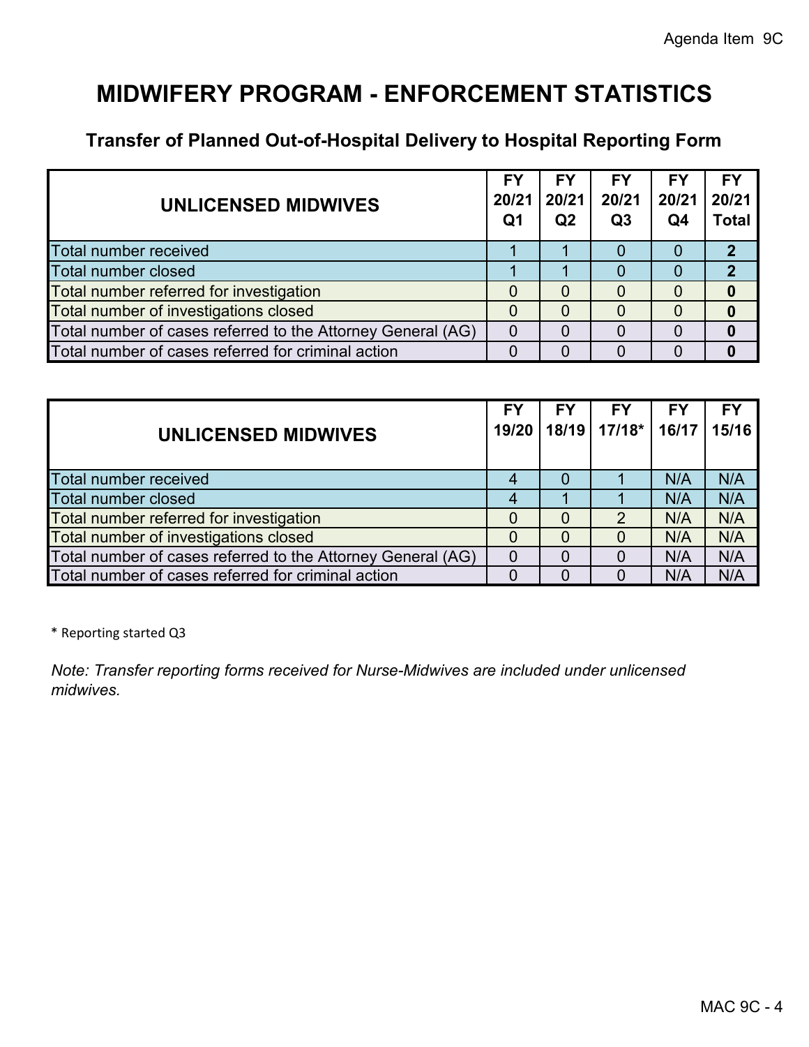# MIDWIFERY PROGRAM - ENFORCEMENT STATISTICS

## Transfer of Planned Out-of-Hospital Delivery to Hospital Reporting Form

| UNLICENSED MIDWIVES | FY 20/21 Q1 | FY 20/21 Q2 | FY 20/21 Q3 | FY 20/21 Q4 | FY 20/21 Total |
|---|---|---|---|---|---|
| Total number received | 1 | 1 | 0 | 0 | **2** |
| Total number closed | 1 | 1 | 0 | 0 | **2** |
| Total number referred for investigation | 0 | 0 | 0 | 0 | **0** |
| Total number of investigations closed | 0 | 0 | 0 | 0 | **0** |
| Total number of cases referred to the Attorney General (AG) | 0 | 0 | 0 | 0 | **0** |
| Total number of cases referred for criminal action | 0 | 0 | 0 | 0 | **0** |

| UNLICENSED MIDWIVES | FY 19/20 | FY 18/19 | FY 17/18* | FY 16/17 | FY 15/16 |
|---|---|---|---|---|---|
| Total number received | 4 | 0 | 1 | N/A | N/A |
| Total number closed | 4 | 1 | 1 | N/A | N/A |
| Total number referred for investigation | 0 | 0 | 2 | N/A | N/A |
| Total number of investigations closed | 0 | 0 | 0 | N/A | N/A |
| Total number of cases referred to the Attorney General (AG) | 0 | 0 | 0 | N/A | N/A |
| Total number of cases referred for criminal action | 0 | 0 | 0 | N/A | N/A |

* Reporting started Q3

*Note: Transfer reporting forms received for Nurse-Midwives are included under unlicensed midwives.*